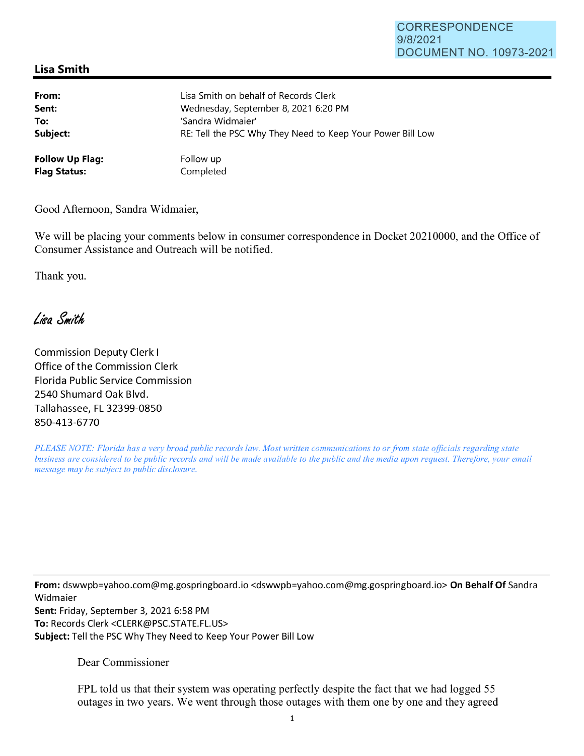CORRESPONDENCE
9/8/2021
DOCUMENT NO. 10973-2021

## Lisa Smith

| | |
|---|---|
| **From:** | Lisa Smith on behalf of Records Clerk |
| **Sent:** | Wednesday, September 8, 2021 6:20 PM |
| **To:** | 'Sandra Widmaier' |
| **Subject:** | RE: Tell the PSC Why They Need to Keep Your Power Bill Low |
| **Follow Up Flag:** | Follow up |
| **Flag Status:** | Completed |

Good Afternoon, Sandra Widmaier,

We will be placing your comments below in consumer correspondence in Docket 20210000, and the Office of Consumer Assistance and Outreach will be notified.

Thank you.

*Lisa Smith*

Commission Deputy Clerk I
Office of the Commission Clerk
Florida Public Service Commission
2540 Shumard Oak Blvd.
Tallahassee, FL 32399-0850
850-413-6770

*PLEASE NOTE: Florida has a very broad public records law. Most written communications to or from state officials regarding state business are considered to be public records and will be made available to the public and the media upon request. Therefore, your email message may be subject to public disclosure.*

---

**From:** dswwpb=yahoo.com@mg.gospringboard.io <dswwpb=yahoo.com@mg.gospringboard.io> **On Behalf Of** Sandra Widmaier
**Sent:** Friday, September 3, 2021 6:58 PM
**To:** Records Clerk <CLERK@PSC.STATE.FL.US>
**Subject:** Tell the PSC Why They Need to Keep Your Power Bill Low

Dear Commissioner

FPL told us that their system was operating perfectly despite the fact that we had logged 55 outages in two years. We went through those outages with them one by one and they agreed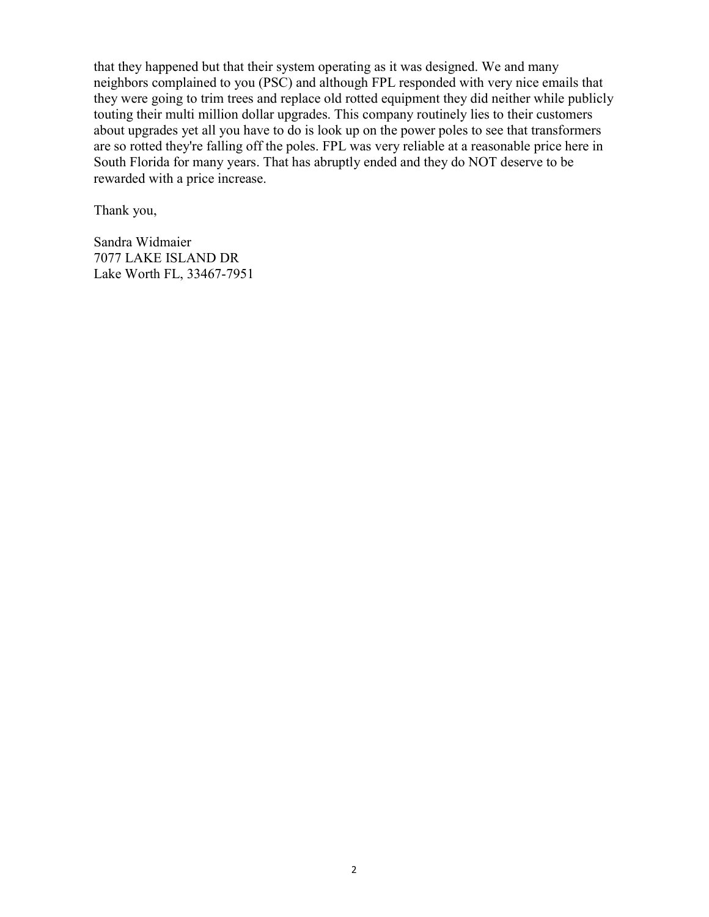that they happened but that their system operating as it was designed. We and many neighbors complained to you (PSC) and although FPL responded with very nice emails that they were going to trim trees and replace old rotted equipment they did neither while publicly touting their multi million dollar upgrades. This company routinely lies to their customers about upgrades yet all you have to do is look up on the power poles to see that transformers are so rotted they're falling off the poles. FPL was very reliable at a reasonable price here in South Florida for many years. That has abruptly ended and they do NOT deserve to be rewarded with a price increase.

Thank you,

Sandra Widmaier
7077 LAKE ISLAND DR
Lake Worth FL, 33467-7951